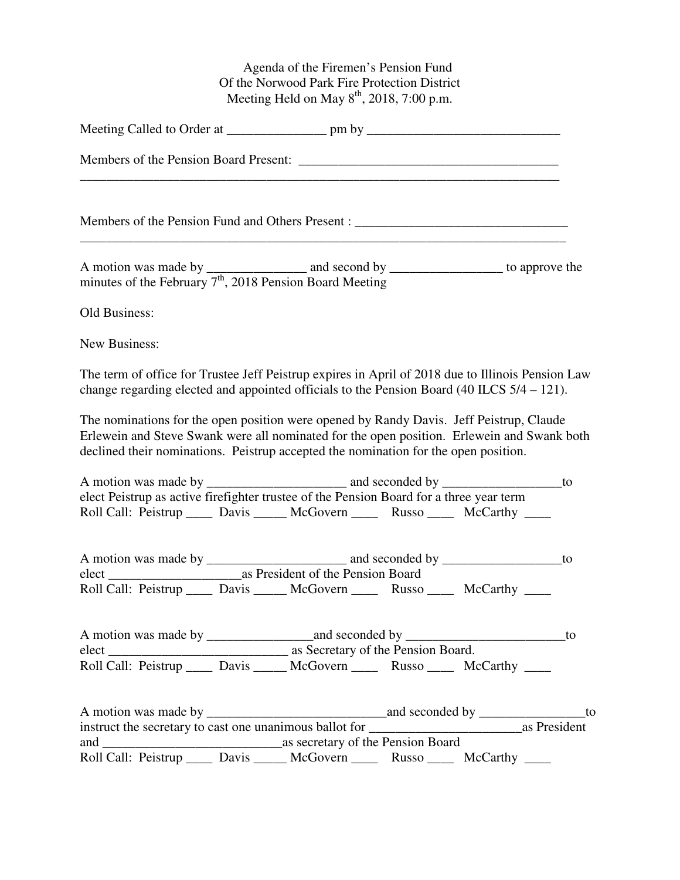Agenda of the Firemen's Pension Fund
Of the Norwood Park Fire Protection District
Meeting Held on May 8th, 2018, 7:00 p.m.

Meeting Called to Order at _______________ pm by _____________________________

Members of the Pension Board Present: ________________________________________
___________________________________________________________________________

Members of the Pension Fund and Others Present : ________________________________
___________________________________________________________________________

A motion was made by _______________ and second by _________________ to approve the minutes of the February 7th, 2018 Pension Board Meeting

Old Business:

New Business:

The term of office for Trustee Jeff Peistrup expires in April of 2018 due to Illinois Pension Law change regarding elected and appointed officials to the Pension Board (40 ILCS 5/4 – 121).

The nominations for the open position were opened by Randy Davis. Jeff Peistrup, Claude Erlewein and Steve Swank were all nominated for the open position. Erlewein and Swank both declined their nominations. Peistrup accepted the nomination for the open position.

A motion was made by _____________________ and seconded by __________________to elect Peistrup as active firefighter trustee of the Pension Board for a three year term
Roll Call: Peistrup ____ Davis _____ McGovern ____ Russo ____ McCarthy ____

A motion was made by _____________________ and seconded by __________________to elect ___________________as President of the Pension Board
Roll Call: Peistrup ____ Davis _____ McGovern ____ Russo ____ McCarthy ____

A motion was made by ________________and seconded by ________________________to elect ___________________________ as Secretary of the Pension Board.
Roll Call: Peistrup ____ Davis _____ McGovern ____ Russo ____ McCarthy ____

A motion was made by ___________________________and seconded by ________________to instruct the secretary to cast one unanimous ballot for _______________________as President and ___________________________as secretary of the Pension Board
Roll Call: Peistrup ____ Davis _____ McGovern ____ Russo ____ McCarthy ____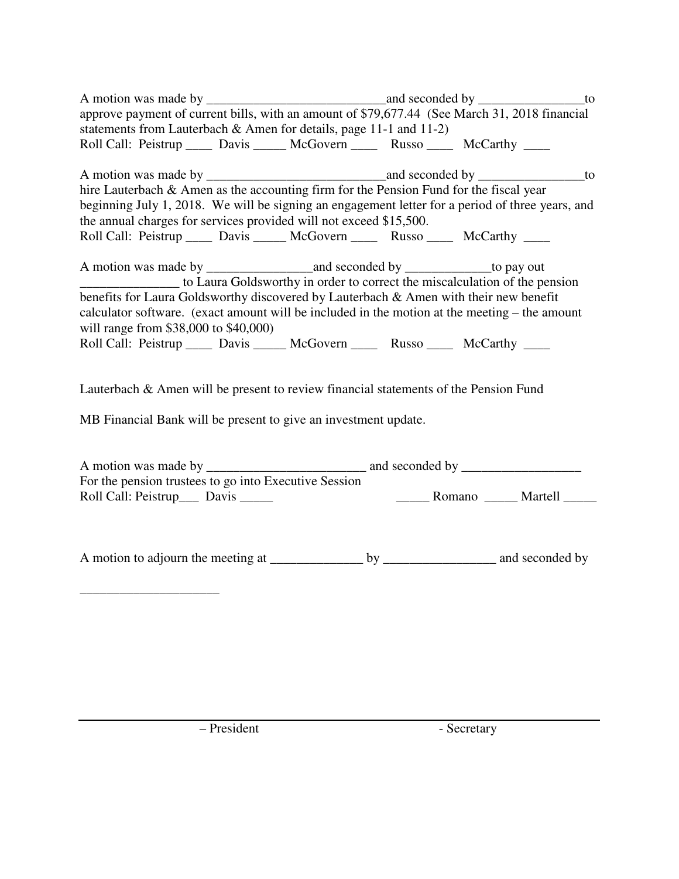A motion was made by ___________________________and seconded by ________________to approve payment of current bills, with an amount of $79,677.44 (See March 31, 2018 financial statements from Lauterbach & Amen for details, page 11-1 and 11-2)

Roll Call: Peistrup ____ Davis _____ McGovern ____ Russo ____ McCarthy ____

A motion was made by ___________________________and seconded by ________________to hire Lauterbach & Amen as the accounting firm for the Pension Fund for the fiscal year beginning July 1, 2018. We will be signing an engagement letter for a period of three years, and the annual charges for services provided will not exceed $15,500.

Roll Call: Peistrup ____ Davis _____ McGovern ____ Russo ____ McCarthy ____

A motion was made by ________________and seconded by _____________to pay out _______________ to Laura Goldsworthy in order to correct the miscalculation of the pension benefits for Laura Goldsworthy discovered by Lauterbach & Amen with their new benefit calculator software. (exact amount will be included in the motion at the meeting – the amount will range from $38,000 to $40,000)

Roll Call: Peistrup ____ Davis _____ McGovern ____ Russo ____ McCarthy ____

Lauterbach & Amen will be present to review financial statements of the Pension Fund

MB Financial Bank will be present to give an investment update.

A motion was made by ________________________ and seconded by __________________
For the pension trustees to go into Executive Session

Roll Call: Peistrup___ Davis _____ _____ Romano _____ Martell _____

A motion to adjourn the meeting at ______________ by _________________ and seconded by _____________________

– President - Secretary